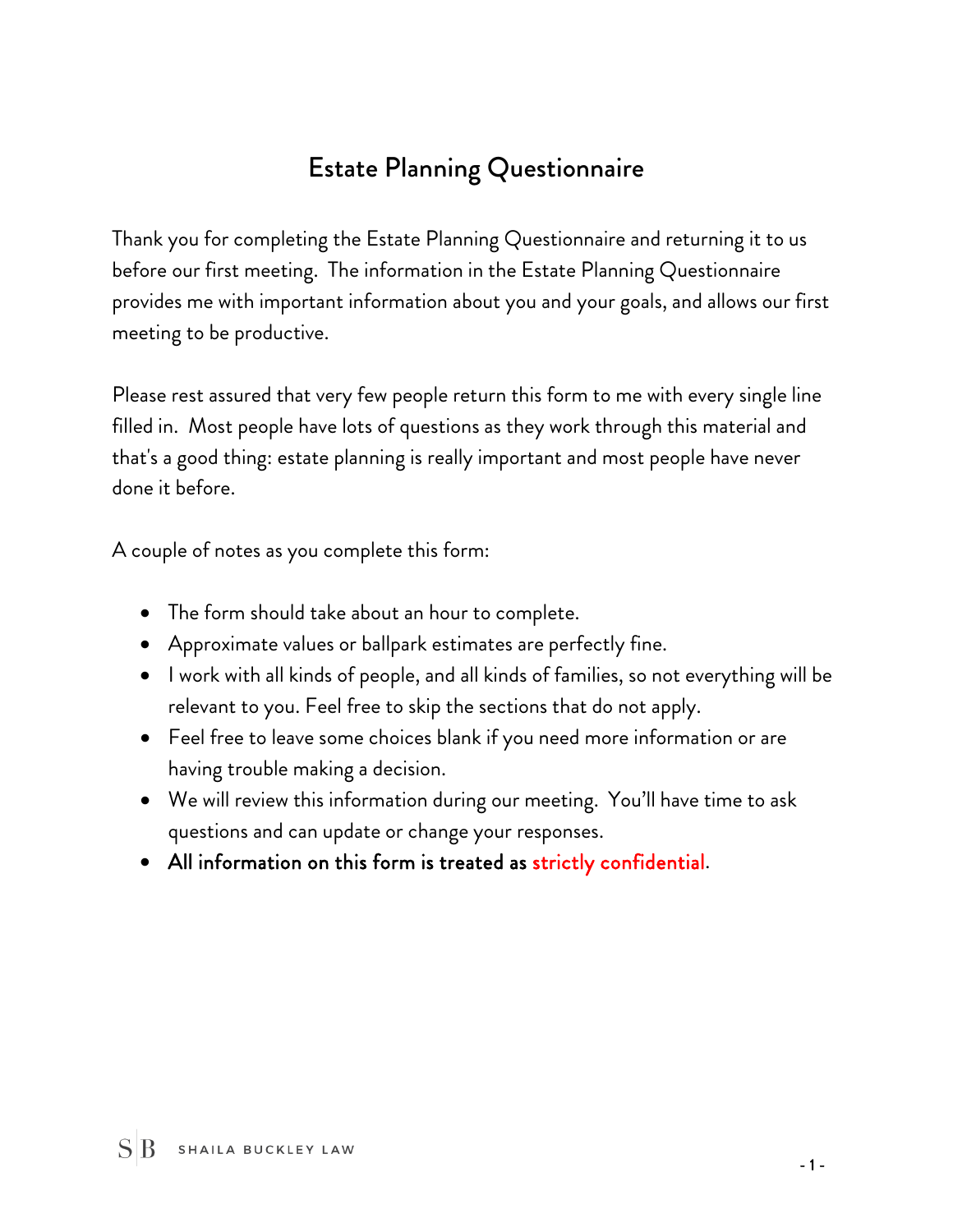# Estate Planning Questionnaire

Thank you for completing the Estate Planning Questionnaire and returning it to us before our first meeting. The information in the Estate Planning Questionnaire provides me with important information about you and your goals, and allows our first meeting to be productive.

Please rest assured that very few people return this form to me with every single line filled in. Most people have lots of questions as they work through this material and that's a good thing: estate planning is really important and most people have never done it before.

A couple of notes as you complete this form:

- The form should take about an hour to complete.
- Approximate values or ballpark estimates are perfectly fine.
- I work with all kinds of people, and all kinds of families, so not everything will be relevant to you. Feel free to skip the sections that do not apply.
- Feel free to leave some choices blank if you need more information or are having trouble making a decision.
- We will review this information during our meeting. You'll have time to ask questions and can update or change your responses.
- **All information on this form is treated as strictly confidential.**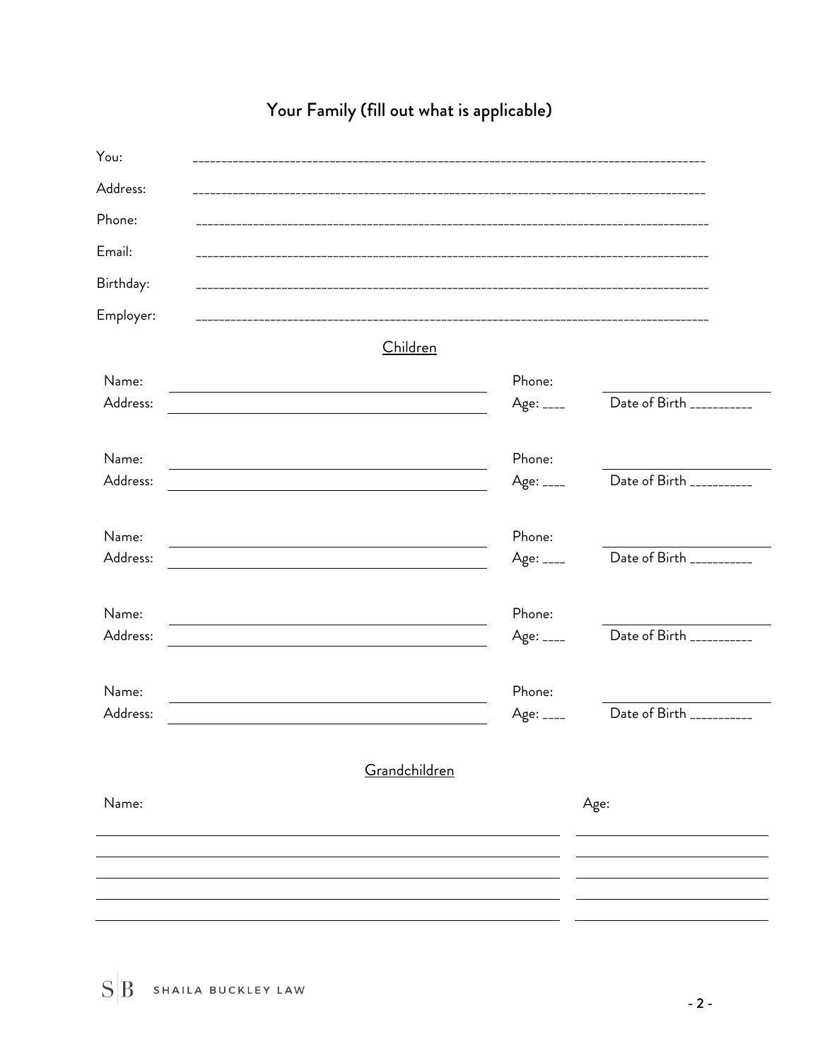# Your Family (fill out what is applicable)

You: ________________________________________________

Address: ________________________________________________

Phone: ________________________________________________

Email: ________________________________________________

Birthday: ________________________________________________

Employer: ________________________________________________

## Children

Name: ______________________________ Phone: ______________________

Address: ______________________________ Age: ____ Date of Birth __________

Name: ______________________________ Phone: ______________________

Address: ______________________________ Age: ____ Date of Birth __________

Name: ______________________________ Phone: ______________________

Address: ______________________________ Age: ____ Date of Birth __________

Name: ______________________________ Phone: ______________________

Address: ______________________________ Age: ____ Date of Birth __________

Name: ______________________________ Phone: ______________________

Address: ______________________________ Age: ____ Date of Birth __________

## Grandchildren

| Name: | Age: |
| --- | --- |
| | |
| | |
| | |
| | |
| | |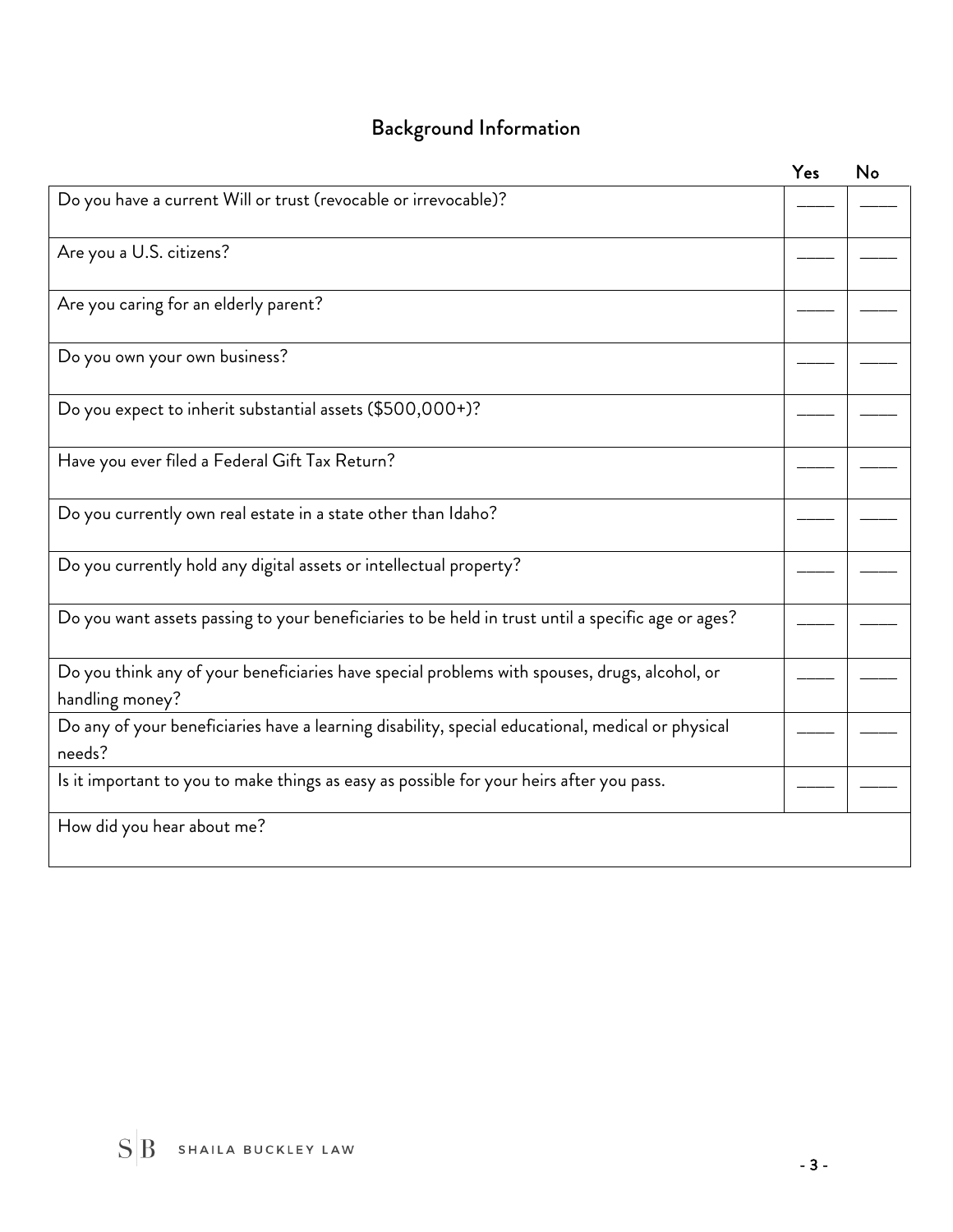## Background Information

| | Yes | No |
|---|---|---|
| Do you have a current Will or trust (revocable or irrevocable)? | ____ | ____ |
| Are you a U.S. citizens? | ____ | ____ |
| Are you caring for an elderly parent? | ____ | ____ |
| Do you own your own business? | ____ | ____ |
| Do you expect to inherit substantial assets ($500,000+)? | ____ | ____ |
| Have you ever filed a Federal Gift Tax Return? | ____ | ____ |
| Do you currently own real estate in a state other than Idaho? | ____ | ____ |
| Do you currently hold any digital assets or intellectual property? | ____ | ____ |
| Do you want assets passing to your beneficiaries to be held in trust until a specific age or ages? | ____ | ____ |
| Do you think any of your beneficiaries have special problems with spouses, drugs, alcohol, or handling money? | ____ | ____ |
| Do any of your beneficiaries have a learning disability, special educational, medical or physical needs? | ____ | ____ |
| Is it important to you to make things as easy as possible for your heirs after you pass. | ____ | ____ |
| How did you hear about me? | | |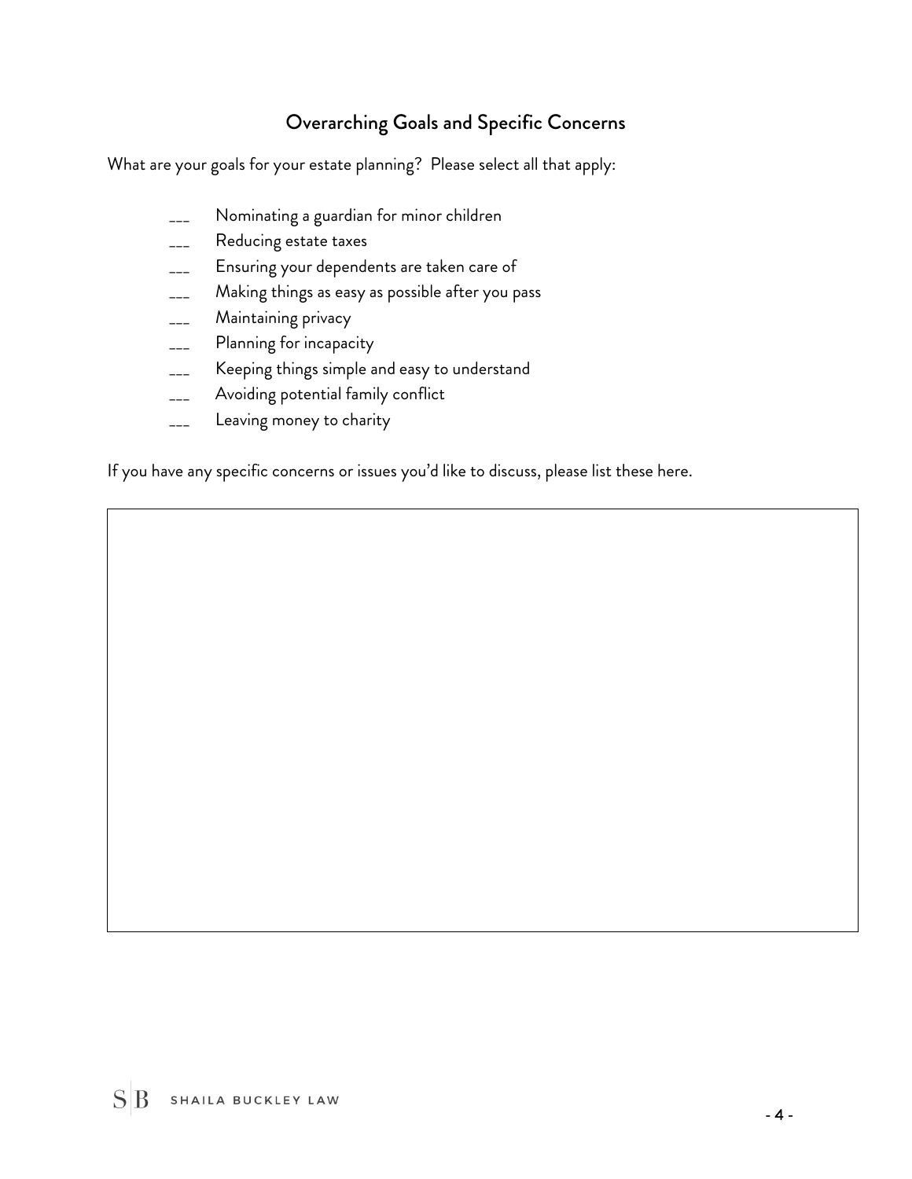## Overarching Goals and Specific Concerns

What are your goals for your estate planning? Please select all that apply:

___ Nominating a guardian for minor children
___ Reducing estate taxes
___ Ensuring your dependents are taken care of
___ Making things as easy as possible after you pass
___ Maintaining privacy
___ Planning for incapacity
___ Keeping things simple and easy to understand
___ Avoiding potential family conflict
___ Leaving money to charity

If you have any specific concerns or issues you'd like to discuss, please list these here.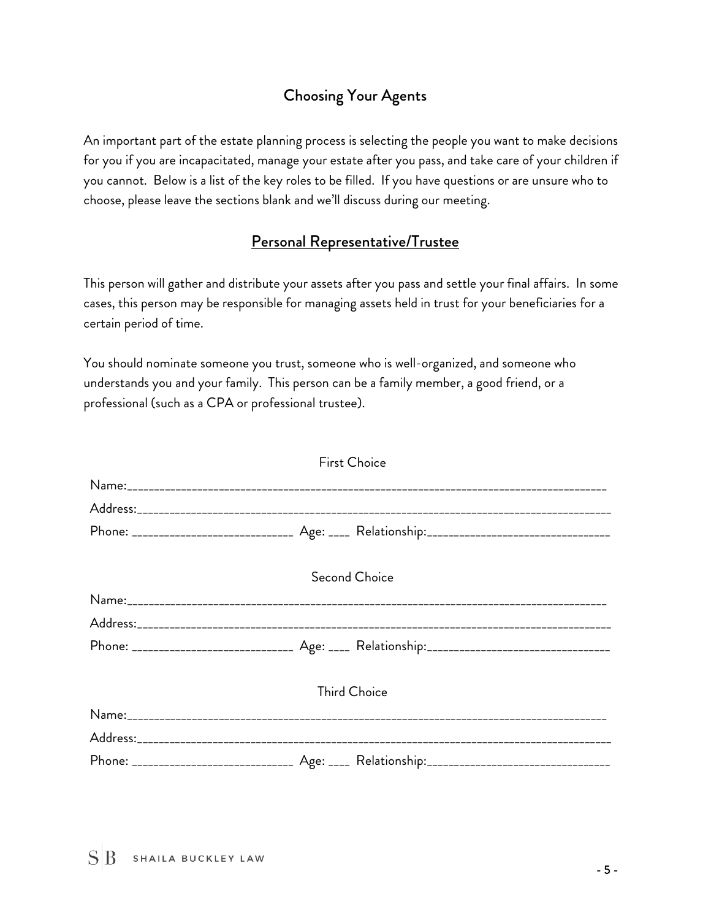## Choosing Your Agents

An important part of the estate planning process is selecting the people you want to make decisions for you if you are incapacitated, manage your estate after you pass, and take care of your children if you cannot. Below is a list of the key roles to be filled. If you have questions or are unsure who to choose, please leave the sections blank and we'll discuss during our meeting.

### Personal Representative/Trustee

This person will gather and distribute your assets after you pass and settle your final affairs. In some cases, this person may be responsible for managing assets held in trust for your beneficiaries for a certain period of time.

You should nominate someone you trust, someone who is well-organized, and someone who understands you and your family. This person can be a family member, a good friend, or a professional (such as a CPA or professional trustee).

First Choice

Name:_______________________________________________________________________________

Address:_____________________________________________________________________________

Phone: __________________________ Age: ____ Relationship:______________________________

Second Choice

Name:_______________________________________________________________________________

Address:_____________________________________________________________________________

Phone: __________________________ Age: ____ Relationship:______________________________

Third Choice

Name:_______________________________________________________________________________

Address:_____________________________________________________________________________

Phone: __________________________ Age: ____ Relationship:______________________________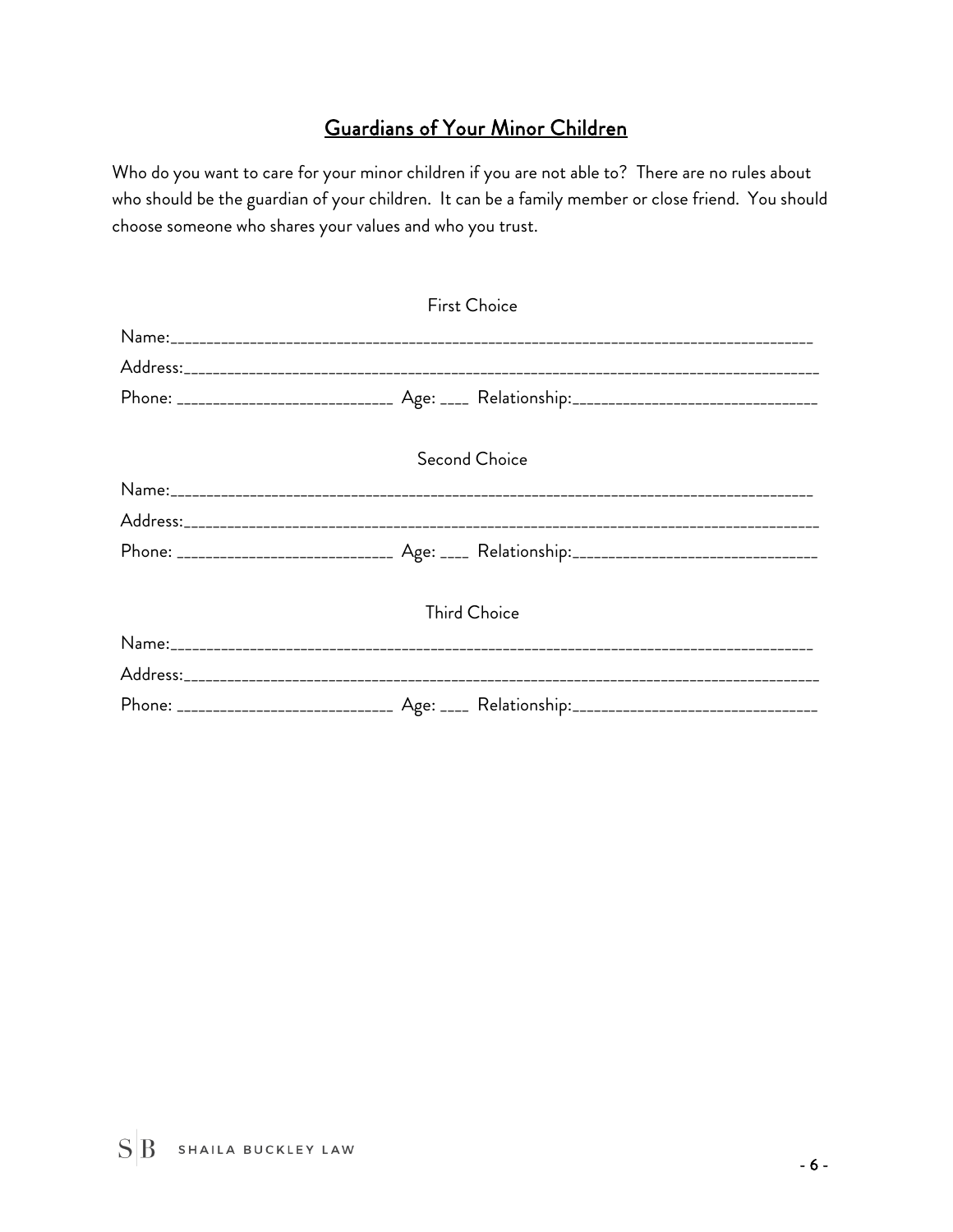## Guardians of Your Minor Children

Who do you want to care for your minor children if you are not able to? There are no rules about who should be the guardian of your children. It can be a family member or close friend. You should choose someone who shares your values and who you trust.

First Choice

Name:_______________________________________________________________________________

Address:_____________________________________________________________________________

Phone: ___________________________ Age: ____ Relationship:______________________________

Second Choice

Name:_______________________________________________________________________________

Address:_____________________________________________________________________________

Phone: ___________________________ Age: ____ Relationship:______________________________

Third Choice

Name:_______________________________________________________________________________

Address:_____________________________________________________________________________

Phone: ___________________________ Age: ____ Relationship:______________________________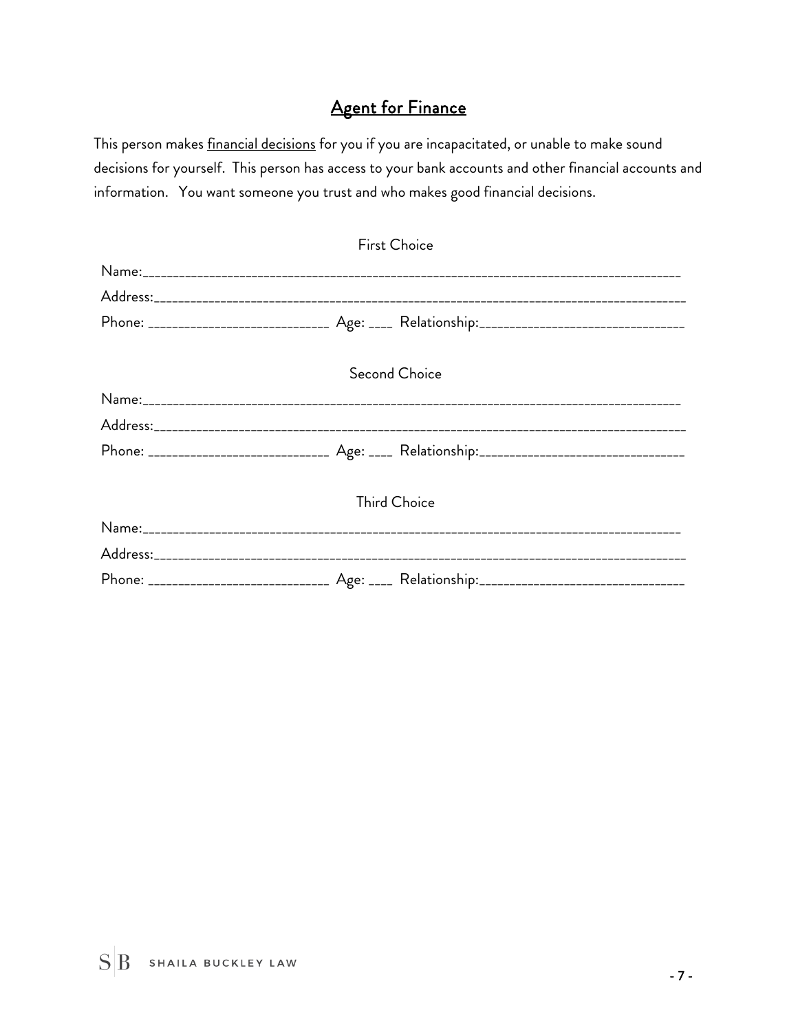## Agent for Finance

This person makes <u>financial decisions</u> for you if you are incapacitated, or unable to make sound decisions for yourself. This person has access to your bank accounts and other financial accounts and information. You want someone you trust and who makes good financial decisions.

First Choice

Name:_______________________________________________________________________________

Address:_____________________________________________________________________________

Phone: ___________________________ Age: ____ Relationship:______________________________

Second Choice

Name:_______________________________________________________________________________

Address:_____________________________________________________________________________

Phone: ___________________________ Age: ____ Relationship:______________________________

Third Choice

Name:_______________________________________________________________________________

Address:_____________________________________________________________________________

Phone: ___________________________ Age: ____ Relationship:______________________________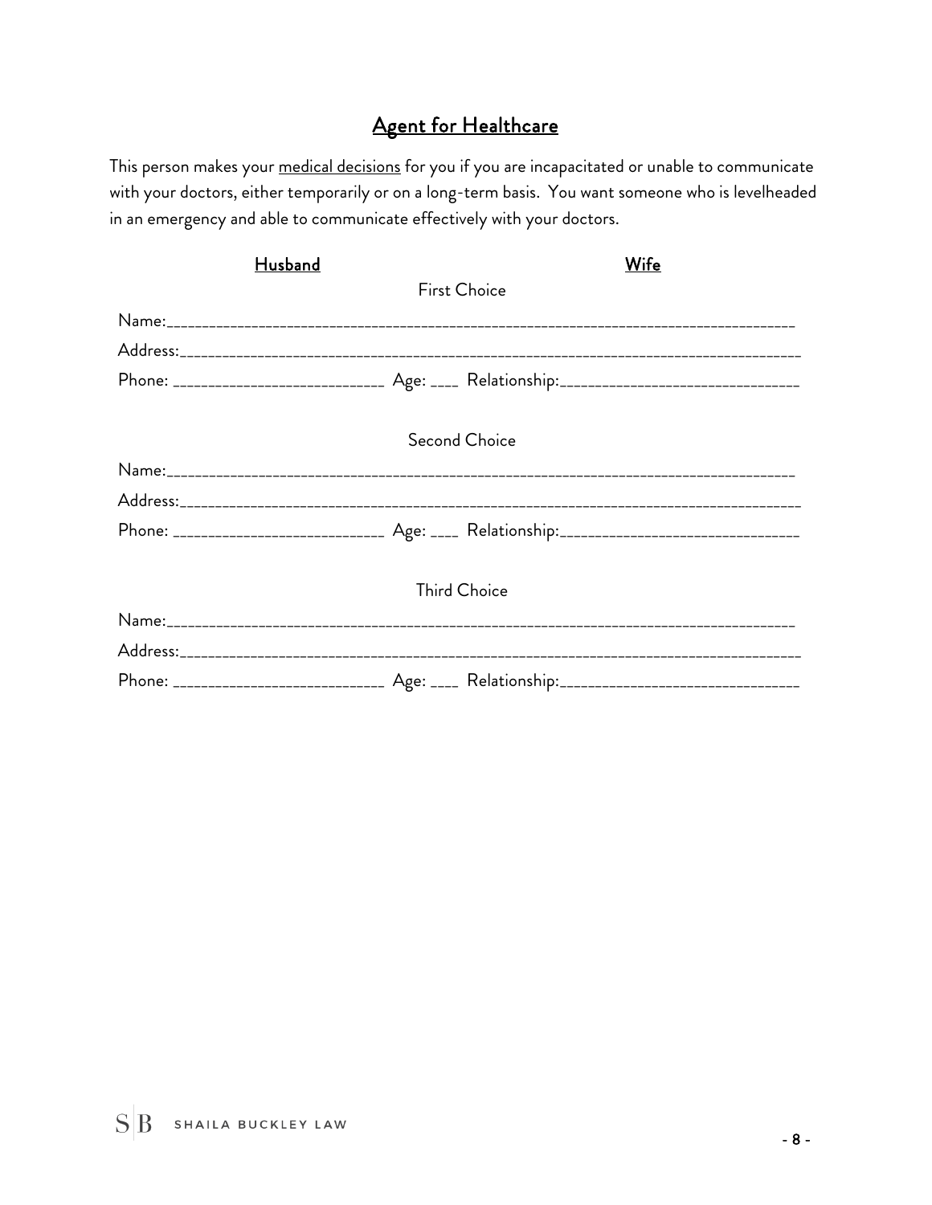## <u>Agent for Healthcare</u>

This person makes your <u>medical decisions</u> for you if you are incapacitated or unable to communicate with your doctors, either temporarily or on a long-term basis. You want someone who is levelheaded in an emergency and able to communicate effectively with your doctors.

<u>**Husband**</u>                                        <u>**Wife**</u>

First Choice

Name:_______________________________________________________________________________

Address:_____________________________________________________________________________

Phone: ___________________________ Age: ____ Relationship:______________________________

Second Choice

Name:_______________________________________________________________________________

Address:_____________________________________________________________________________

Phone: ___________________________ Age: ____ Relationship:______________________________

Third Choice

Name:_______________________________________________________________________________

Address:_____________________________________________________________________________

Phone: ___________________________ Age: ____ Relationship:______________________________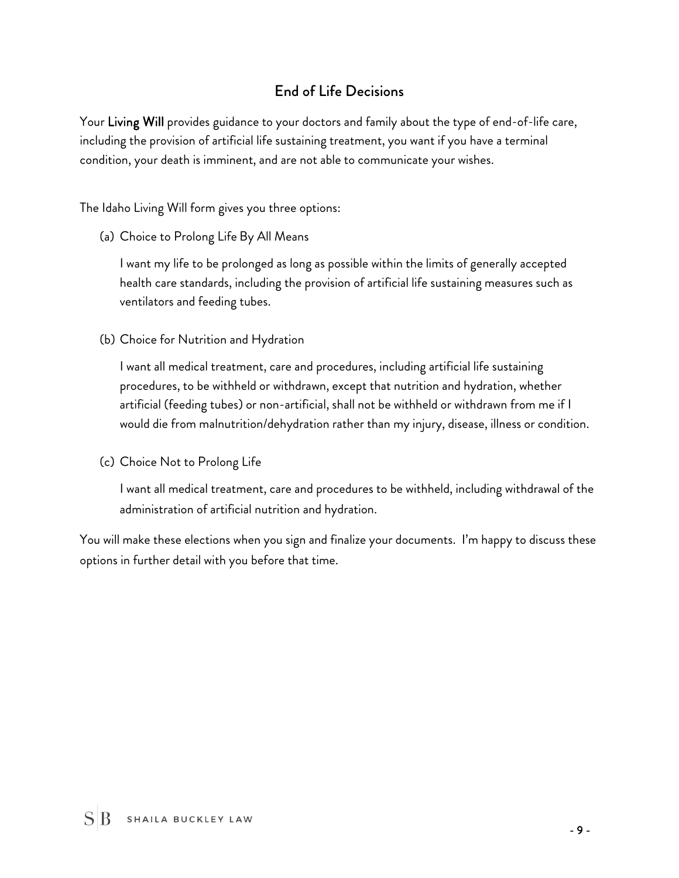## End of Life Decisions

Your **Living Will** provides guidance to your doctors and family about the type of end-of-life care, including the provision of artificial life sustaining treatment, you want if you have a terminal condition, your death is imminent, and are not able to communicate your wishes.

The Idaho Living Will form gives you three options:

(a) Choice to Prolong Life By All Means

I want my life to be prolonged as long as possible within the limits of generally accepted health care standards, including the provision of artificial life sustaining measures such as ventilators and feeding tubes.

(b) Choice for Nutrition and Hydration

I want all medical treatment, care and procedures, including artificial life sustaining procedures, to be withheld or withdrawn, except that nutrition and hydration, whether artificial (feeding tubes) or non-artificial, shall not be withheld or withdrawn from me if I would die from malnutrition/dehydration rather than my injury, disease, illness or condition.

(c) Choice Not to Prolong Life

I want all medical treatment, care and procedures to be withheld, including withdrawal of the administration of artificial nutrition and hydration.

You will make these elections when you sign and finalize your documents. I'm happy to discuss these options in further detail with you before that time.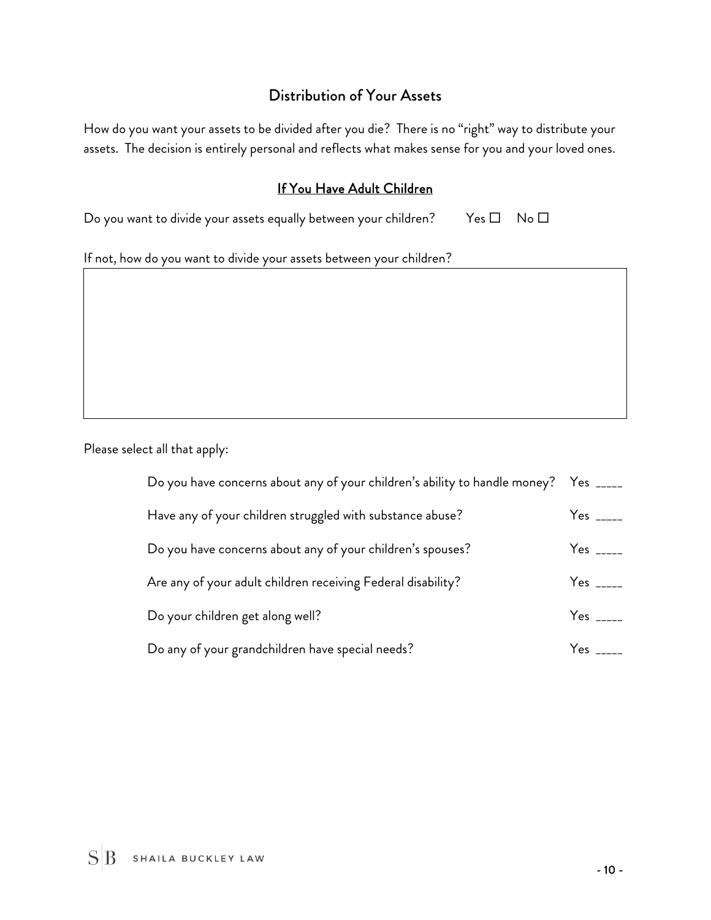## Distribution of Your Assets

How do you want your assets to be divided after you die? There is no "right" way to distribute your assets. The decision is entirely personal and reflects what makes sense for you and your loved ones.

### If You Have Adult Children

Do you want to divide your assets equally between your children? Yes ☐ No ☐

If not, how do you want to divide your assets between your children?

| |
|---|
| |

Please select all that apply:

| | |
|---|---|
| Do you have concerns about any of your children's ability to handle money? | Yes _____ |
| Have any of your children struggled with substance abuse? | Yes _____ |
| Do you have concerns about any of your children's spouses? | Yes _____ |
| Are any of your adult children receiving Federal disability? | Yes _____ |
| Do your children get along well? | Yes _____ |
| Do any of your grandchildren have special needs? | Yes _____ |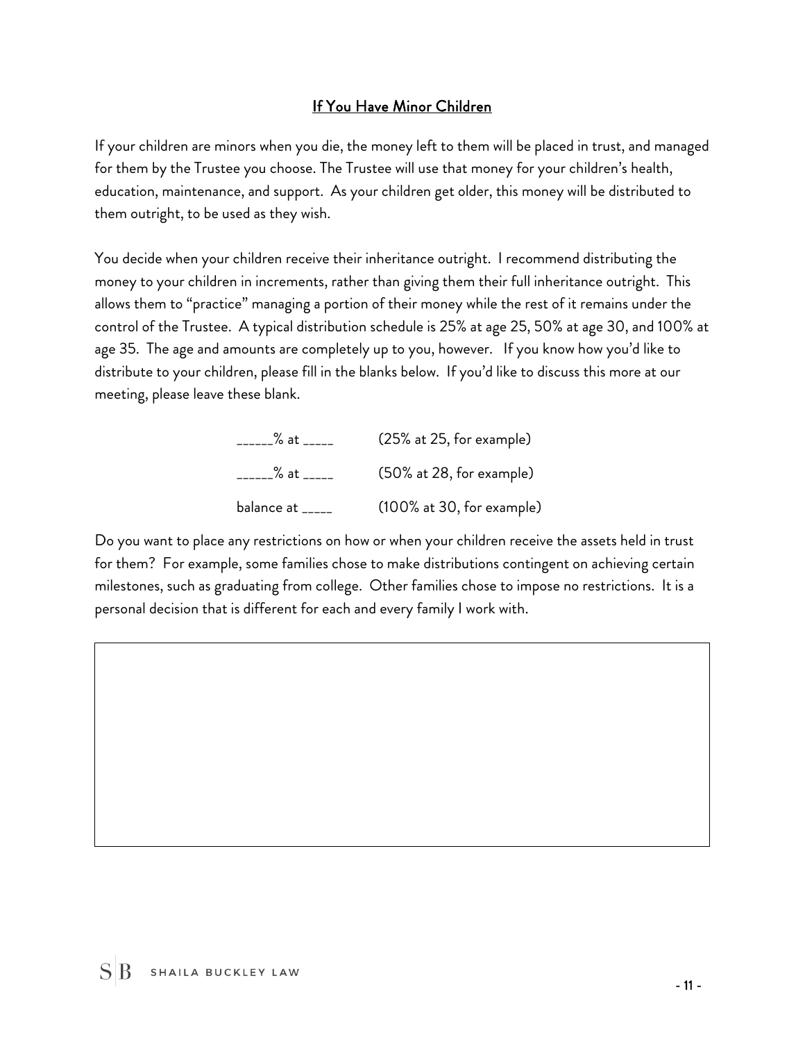## If You Have Minor Children

If your children are minors when you die, the money left to them will be placed in trust, and managed for them by the Trustee you choose. The Trustee will use that money for your children's health, education, maintenance, and support. As your children get older, this money will be distributed to them outright, to be used as they wish.

You decide when your children receive their inheritance outright. I recommend distributing the money to your children in increments, rather than giving them their full inheritance outright. This allows them to "practice" managing a portion of their money while the rest of it remains under the control of the Trustee. A typical distribution schedule is 25% at age 25, 50% at age 30, and 100% at age 35. The age and amounts are completely up to you, however. If you know how you'd like to distribute to your children, please fill in the blanks below. If you'd like to discuss this more at our meeting, please leave these blank.

| | |
|---|---|
| ______% at _____ | (25% at 25, for example) |
| ______% at _____ | (50% at 28, for example) |
| balance at _____ | (100% at 30, for example) |

Do you want to place any restrictions on how or when your children receive the assets held in trust for them? For example, some families chose to make distributions contingent on achieving certain milestones, such as graduating from college. Other families chose to impose no restrictions. It is a personal decision that is different for each and every family I work with.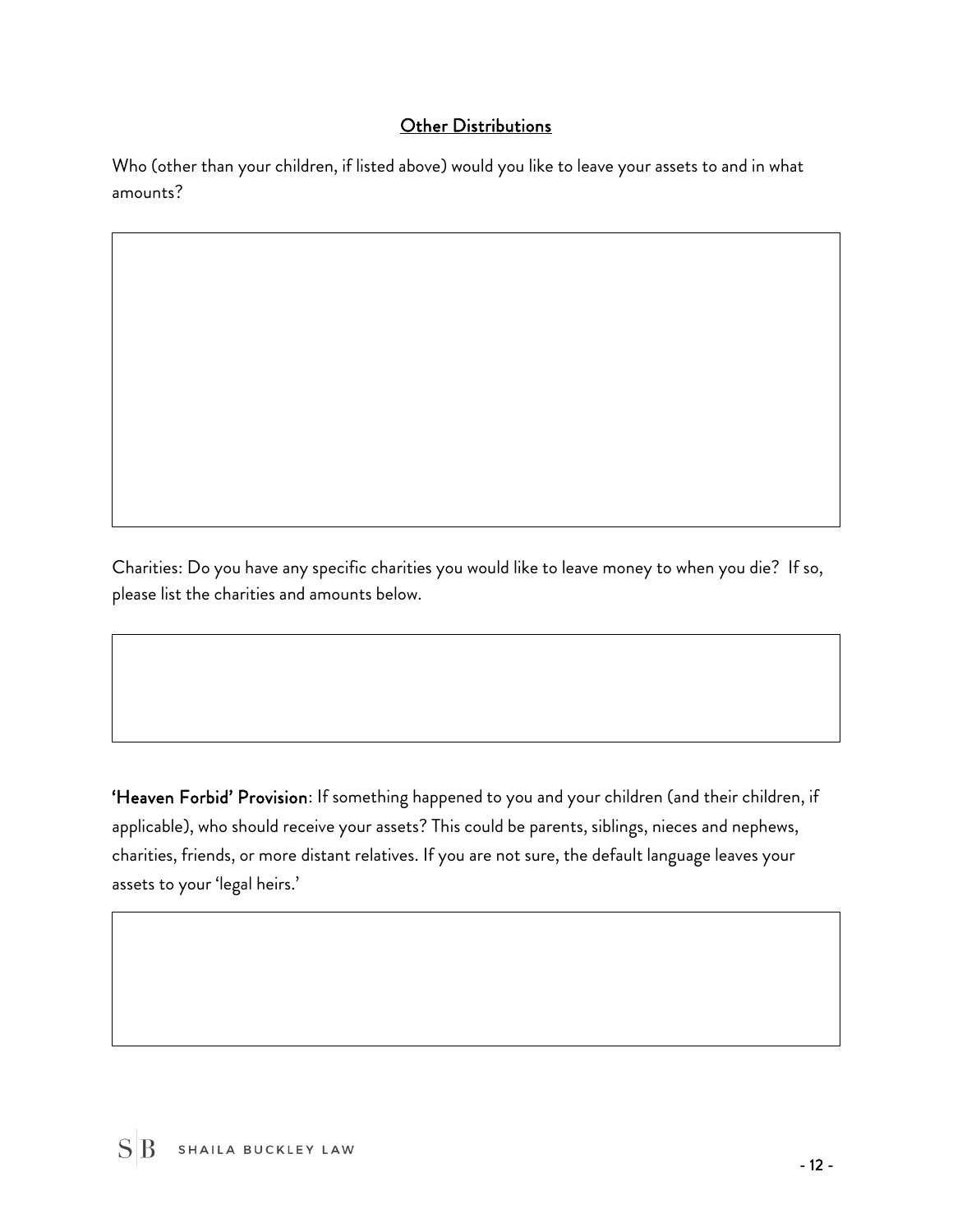## Other Distributions

Who (other than your children, if listed above) would you like to leave your assets to and in what amounts?

Charities: Do you have any specific charities you would like to leave money to when you die? If so, please list the charities and amounts below.

**'Heaven Forbid' Provision**: If something happened to you and your children (and their children, if applicable), who should receive your assets? This could be parents, siblings, nieces and nephews, charities, friends, or more distant relatives. If you are not sure, the default language leaves your assets to your 'legal heirs.'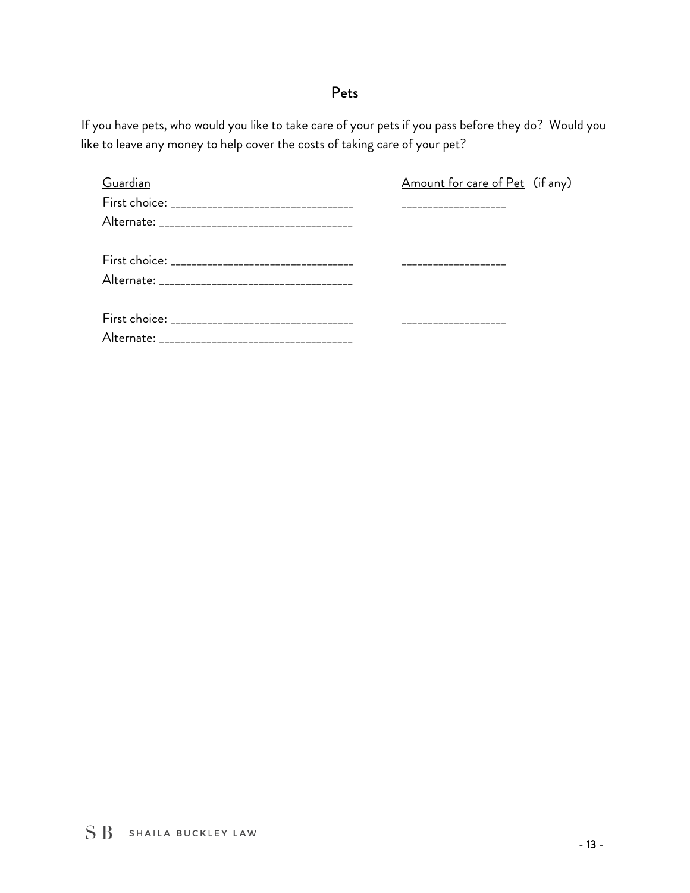## Pets

If you have pets, who would you like to take care of your pets if you pass before they do? Would you like to leave any money to help cover the costs of taking care of your pet?

| Guardian | Amount for care of Pet (if any) |
|---|---|
| First choice: ________________________________ | ___________________ |
| Alternate: __________________________________ | |
| First choice: ________________________________ | ___________________ |
| Alternate: __________________________________ | |
| First choice: ________________________________ | ___________________ |
| Alternate: __________________________________ | |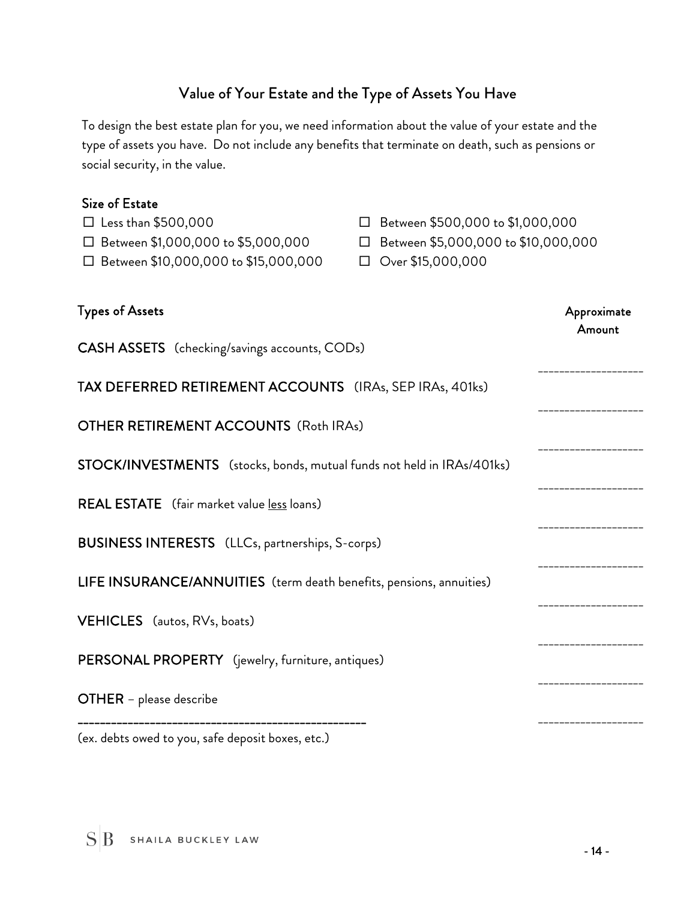## Value of Your Estate and the Type of Assets You Have

To design the best estate plan for you, we need information about the value of your estate and the type of assets you have. Do not include any benefits that terminate on death, such as pensions or social security, in the value.

### Size of Estate

- ☐ Less than $500,000
- ☐ Between $500,000 to $1,000,000
- ☐ Between $1,000,000 to $5,000,000
- ☐ Between $5,000,000 to $10,000,000
- ☐ Between $10,000,000 to $15,000,000
- ☐ Over $15,000,000

| Types of Assets | Approximate Amount |
|---|---|
| **CASH ASSETS** (checking/savings accounts, CODs) | ____________________ |
| **TAX DEFERRED RETIREMENT ACCOUNTS** (IRAs, SEP IRAs, 401ks) | ____________________ |
| **OTHER RETIREMENT ACCOUNTS** (Roth IRAs) | ____________________ |
| **STOCK/INVESTMENTS** (stocks, bonds, mutual funds not held in IRAs/401ks) | ____________________ |
| **REAL ESTATE** (fair market value <u>less</u> loans) | ____________________ |
| **BUSINESS INTERESTS** (LLCs, partnerships, S-corps) | ____________________ |
| **LIFE INSURANCE/ANNUITIES** (term death benefits, pensions, annuities) | ____________________ |
| **VEHICLES** (autos, RVs, boats) | ____________________ |
| **PERSONAL PROPERTY** (jewelry, furniture, antiques) | ____________________ |
| **OTHER** – please describe ___________________________________________________ (ex. debts owed to you, safe deposit boxes, etc.) | ____________________ |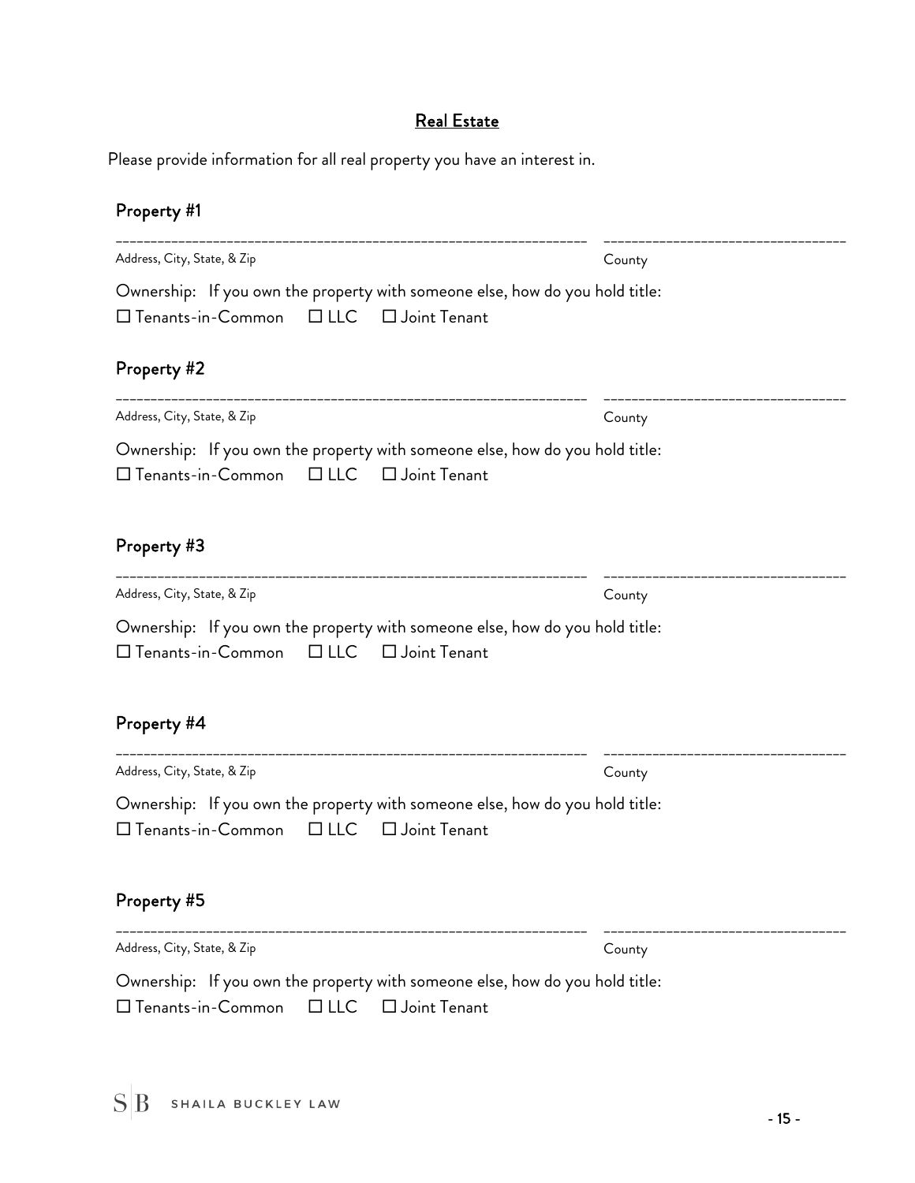## Real Estate

Please provide information for all real property you have an interest in.

### Property #1

\_\_\_\_\_\_\_\_\_\_\_\_\_\_\_\_\_\_\_\_\_\_\_\_\_\_\_\_\_\_\_\_\_\_\_\_\_\_\_\_\_\_\_\_\_\_\_\_ \_\_\_\_\_\_\_\_\_\_\_\_\_\_\_\_\_\_\_\_\_\_\_\_\_\_\_\_\_\_

Address, City, State, & Zip County

Ownership: If you own the property with someone else, how do you hold title:

☐ Tenants-in-Common ☐ LLC ☐ Joint Tenant

### Property #2

\_\_\_\_\_\_\_\_\_\_\_\_\_\_\_\_\_\_\_\_\_\_\_\_\_\_\_\_\_\_\_\_\_\_\_\_\_\_\_\_\_\_\_\_\_\_\_\_ \_\_\_\_\_\_\_\_\_\_\_\_\_\_\_\_\_\_\_\_\_\_\_\_\_\_\_\_\_\_

Address, City, State, & Zip County

Ownership: If you own the property with someone else, how do you hold title:

☐ Tenants-in-Common ☐ LLC ☐ Joint Tenant

### Property #3

\_\_\_\_\_\_\_\_\_\_\_\_\_\_\_\_\_\_\_\_\_\_\_\_\_\_\_\_\_\_\_\_\_\_\_\_\_\_\_\_\_\_\_\_\_\_\_\_ \_\_\_\_\_\_\_\_\_\_\_\_\_\_\_\_\_\_\_\_\_\_\_\_\_\_\_\_\_\_

Address, City, State, & Zip County

Ownership: If you own the property with someone else, how do you hold title:

☐ Tenants-in-Common ☐ LLC ☐ Joint Tenant

### Property #4

\_\_\_\_\_\_\_\_\_\_\_\_\_\_\_\_\_\_\_\_\_\_\_\_\_\_\_\_\_\_\_\_\_\_\_\_\_\_\_\_\_\_\_\_\_\_\_\_ \_\_\_\_\_\_\_\_\_\_\_\_\_\_\_\_\_\_\_\_\_\_\_\_\_\_\_\_\_\_

Address, City, State, & Zip County

Ownership: If you own the property with someone else, how do you hold title:

☐ Tenants-in-Common ☐ LLC ☐ Joint Tenant

### Property #5

\_\_\_\_\_\_\_\_\_\_\_\_\_\_\_\_\_\_\_\_\_\_\_\_\_\_\_\_\_\_\_\_\_\_\_\_\_\_\_\_\_\_\_\_\_\_\_\_ \_\_\_\_\_\_\_\_\_\_\_\_\_\_\_\_\_\_\_\_\_\_\_\_\_\_\_\_\_\_

Address, City, State, & Zip County

Ownership: If you own the property with someone else, how do you hold title:

☐ Tenants-in-Common ☐ LLC ☐ Joint Tenant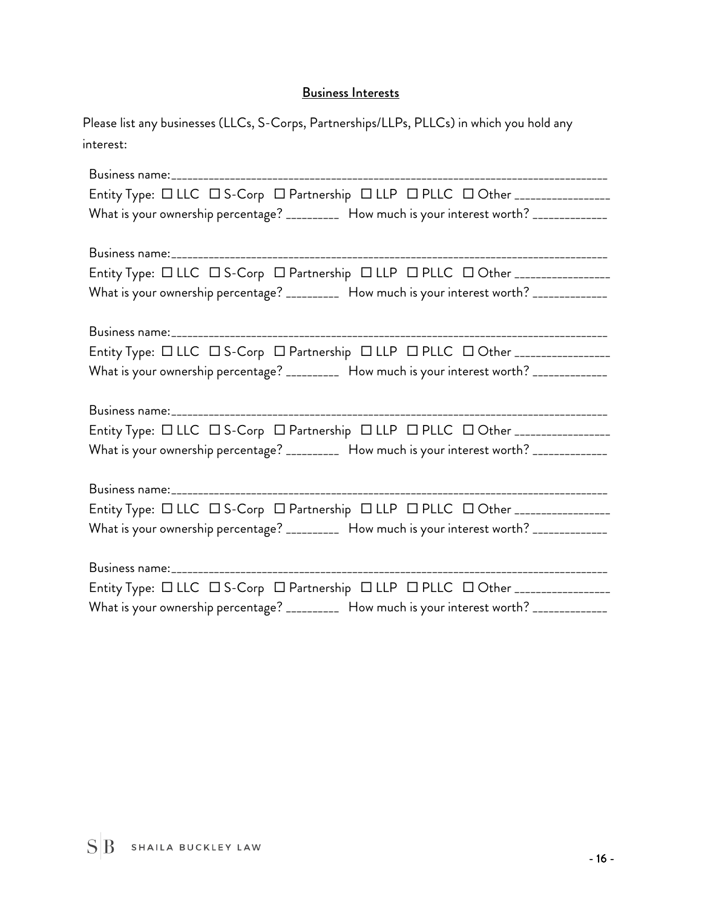## Business Interests

Please list any businesses (LLCs, S-Corps, Partnerships/LLPs, PLLCs) in which you hold any interest:

Business name:\_\_\_\_\_\_\_\_\_\_\_\_\_\_\_\_\_\_\_\_\_\_\_\_\_\_\_\_\_\_\_\_\_\_\_\_\_\_\_\_\_\_\_\_\_\_\_\_\_\_\_\_\_\_\_\_\_\_\_\_\_\_\_\_\_\_\_\_\_\_\_\_\_\_
Entity Type: ☐ LLC ☐ S-Corp ☐ Partnership ☐ LLP ☐ PLLC ☐ Other \_\_\_\_\_\_\_\_\_\_\_\_\_\_\_\_\_
What is your ownership percentage? \_\_\_\_\_\_\_\_\_ How much is your interest worth? \_\_\_\_\_\_\_\_\_\_\_\_\_

Business name:\_\_\_\_\_\_\_\_\_\_\_\_\_\_\_\_\_\_\_\_\_\_\_\_\_\_\_\_\_\_\_\_\_\_\_\_\_\_\_\_\_\_\_\_\_\_\_\_\_\_\_\_\_\_\_\_\_\_\_\_\_\_\_\_\_\_\_\_\_\_\_\_\_\_
Entity Type: ☐ LLC ☐ S-Corp ☐ Partnership ☐ LLP ☐ PLLC ☐ Other \_\_\_\_\_\_\_\_\_\_\_\_\_\_\_\_\_
What is your ownership percentage? \_\_\_\_\_\_\_\_\_ How much is your interest worth? \_\_\_\_\_\_\_\_\_\_\_\_\_

Business name:\_\_\_\_\_\_\_\_\_\_\_\_\_\_\_\_\_\_\_\_\_\_\_\_\_\_\_\_\_\_\_\_\_\_\_\_\_\_\_\_\_\_\_\_\_\_\_\_\_\_\_\_\_\_\_\_\_\_\_\_\_\_\_\_\_\_\_\_\_\_\_\_\_\_
Entity Type: ☐ LLC ☐ S-Corp ☐ Partnership ☐ LLP ☐ PLLC ☐ Other \_\_\_\_\_\_\_\_\_\_\_\_\_\_\_\_\_
What is your ownership percentage? \_\_\_\_\_\_\_\_\_ How much is your interest worth? \_\_\_\_\_\_\_\_\_\_\_\_\_

Business name:\_\_\_\_\_\_\_\_\_\_\_\_\_\_\_\_\_\_\_\_\_\_\_\_\_\_\_\_\_\_\_\_\_\_\_\_\_\_\_\_\_\_\_\_\_\_\_\_\_\_\_\_\_\_\_\_\_\_\_\_\_\_\_\_\_\_\_\_\_\_\_\_\_\_
Entity Type: ☐ LLC ☐ S-Corp ☐ Partnership ☐ LLP ☐ PLLC ☐ Other \_\_\_\_\_\_\_\_\_\_\_\_\_\_\_\_\_
What is your ownership percentage? \_\_\_\_\_\_\_\_\_ How much is your interest worth? \_\_\_\_\_\_\_\_\_\_\_\_\_

Business name:\_\_\_\_\_\_\_\_\_\_\_\_\_\_\_\_\_\_\_\_\_\_\_\_\_\_\_\_\_\_\_\_\_\_\_\_\_\_\_\_\_\_\_\_\_\_\_\_\_\_\_\_\_\_\_\_\_\_\_\_\_\_\_\_\_\_\_\_\_\_\_\_\_\_
Entity Type: ☐ LLC ☐ S-Corp ☐ Partnership ☐ LLP ☐ PLLC ☐ Other \_\_\_\_\_\_\_\_\_\_\_\_\_\_\_\_\_
What is your ownership percentage? \_\_\_\_\_\_\_\_\_ How much is your interest worth? \_\_\_\_\_\_\_\_\_\_\_\_\_

Business name:\_\_\_\_\_\_\_\_\_\_\_\_\_\_\_\_\_\_\_\_\_\_\_\_\_\_\_\_\_\_\_\_\_\_\_\_\_\_\_\_\_\_\_\_\_\_\_\_\_\_\_\_\_\_\_\_\_\_\_\_\_\_\_\_\_\_\_\_\_\_\_\_\_\_
Entity Type: ☐ LLC ☐ S-Corp ☐ Partnership ☐ LLP ☐ PLLC ☐ Other \_\_\_\_\_\_\_\_\_\_\_\_\_\_\_\_\_
What is your ownership percentage? \_\_\_\_\_\_\_\_\_ How much is your interest worth? \_\_\_\_\_\_\_\_\_\_\_\_\_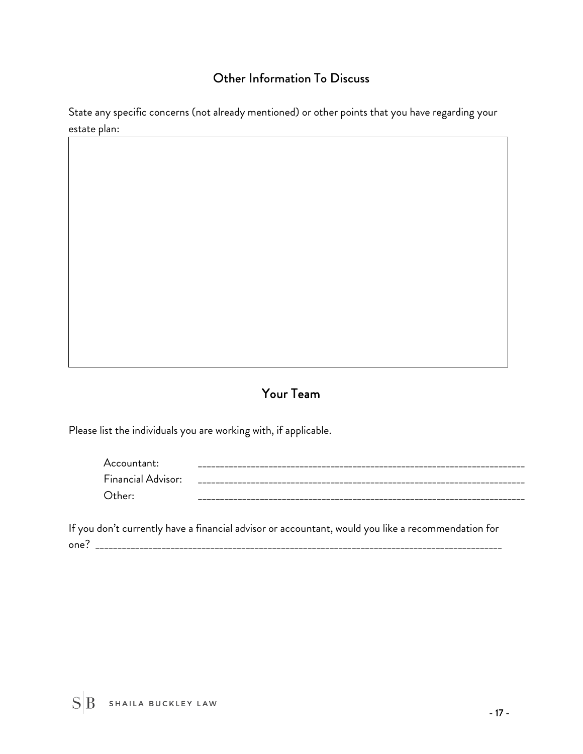## Other Information To Discuss

State any specific concerns (not already mentioned) or other points that you have regarding your estate plan:

## Your Team

Please list the individuals you are working with, if applicable.

Accountant: ______________________________________________________________________

Financial Advisor: ______________________________________________________________________

Other: ______________________________________________________________________

If you don't currently have a financial advisor or accountant, would you like a recommendation for one? ____________________________________________________________________________________